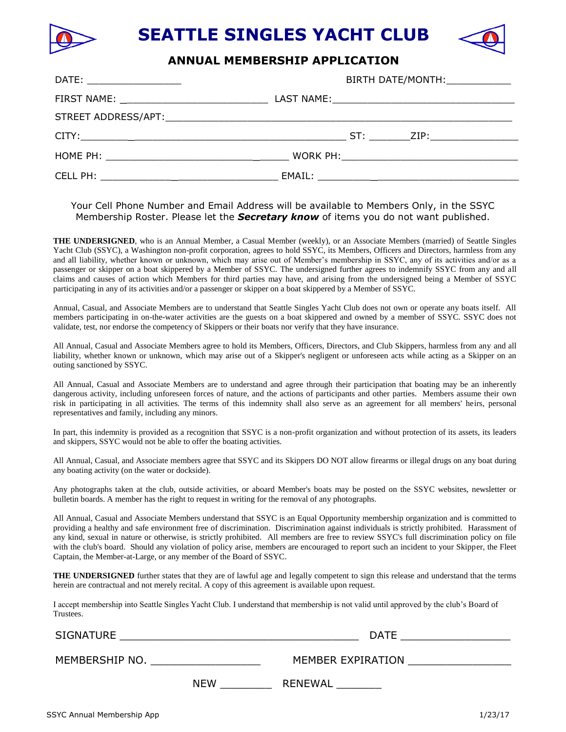# SEATTLE SINGLES YACHT CLUB

## ANNUAL MEMBERSHIP APPLICATION

DATE: ________________ BIRTH DATE/MONTH:___________

FIRST NAME: ________________________ LAST NAME:______________________________

STREET ADDRESS/APT:____________________________________________________________

CITY:______________________________________________ ST: _______ZIP:_______________

HOME PH: ______________________________ WORK PH:_____________________________

CELL PH: _____________________________ EMAIL: _________________________________

Your Cell Phone Number and Email Address will be available to Members Only, in the SSYC Membership Roster. Please let the ***Secretary know*** of items you do not want published.

**THE UNDERSIGNED**, who is an Annual Member, a Casual Member (weekly), or an Associate Members (married) of Seattle Singles Yacht Club (SSYC), a Washington non-profit corporation, agrees to hold SSYC, its Members, Officers and Directors, harmless from any and all liability, whether known or unknown, which may arise out of Member's membership in SSYC, any of its activities and/or as a passenger or skipper on a boat skippered by a Member of SSYC. The undersigned further agrees to indemnify SSYC from any and all claims and causes of action which Members for third parties may have, and arising from the undersigned being a Member of SSYC participating in any of its activities and/or a passenger or skipper on a boat skippered by a Member of SSYC.

Annual, Casual, and Associate Members are to understand that Seattle Singles Yacht Club does not own or operate any boats itself. All members participating in on-the-water activities are the guests on a boat skippered and owned by a member of SSYC. SSYC does not validate, test, nor endorse the competency of Skippers or their boats nor verify that they have insurance.

All Annual, Casual and Associate Members agree to hold its Members, Officers, Directors, and Club Skippers, harmless from any and all liability, whether known or unknown, which may arise out of a Skipper's negligent or unforeseen acts while acting as a Skipper on an outing sanctioned by SSYC.

All Annual, Casual and Associate Members are to understand and agree through their participation that boating may be an inherently dangerous activity, including unforeseen forces of nature, and the actions of participants and other parties. Members assume their own risk in participating in all activities. The terms of this indemnity shall also serve as an agreement for all members' heirs, personal representatives and family, including any minors.

In part, this indemnity is provided as a recognition that SSYC is a non-profit organization and without protection of its assets, its leaders and skippers, SSYC would not be able to offer the boating activities.

All Annual, Casual, and Associate members agree that SSYC and its Skippers DO NOT allow firearms or illegal drugs on any boat during any boating activity (on the water or dockside).

Any photographs taken at the club, outside activities, or aboard Member's boats may be posted on the SSYC websites, newsletter or bulletin boards. A member has the right to request in writing for the removal of any photographs.

All Annual, Casual and Associate Members understand that SSYC is an Equal Opportunity membership organization and is committed to providing a healthy and safe environment free of discrimination. Discrimination against individuals is strictly prohibited. Harassment of any kind, sexual in nature or otherwise, is strictly prohibited. All members are free to review SSYC's full discrimination policy on file with the club's board. Should any violation of policy arise, members are encouraged to report such an incident to your Skipper, the Fleet Captain, the Member-at-Large, or any member of the Board of SSYC.

**THE UNDERSIGNED** further states that they are of lawful age and legally competent to sign this release and understand that the terms herein are contractual and not merely recital. A copy of this agreement is available upon request.

I accept membership into Seattle Singles Yacht Club. I understand that membership is not valid until approved by the club's Board of Trustees.

SIGNATURE ______________________________________ DATE __________________

MEMBERSHIP NO. __________________ MEMBER EXPIRATION _________________

NEW ________ RENEWAL _______

SSYC Annual Membership App 1/23/17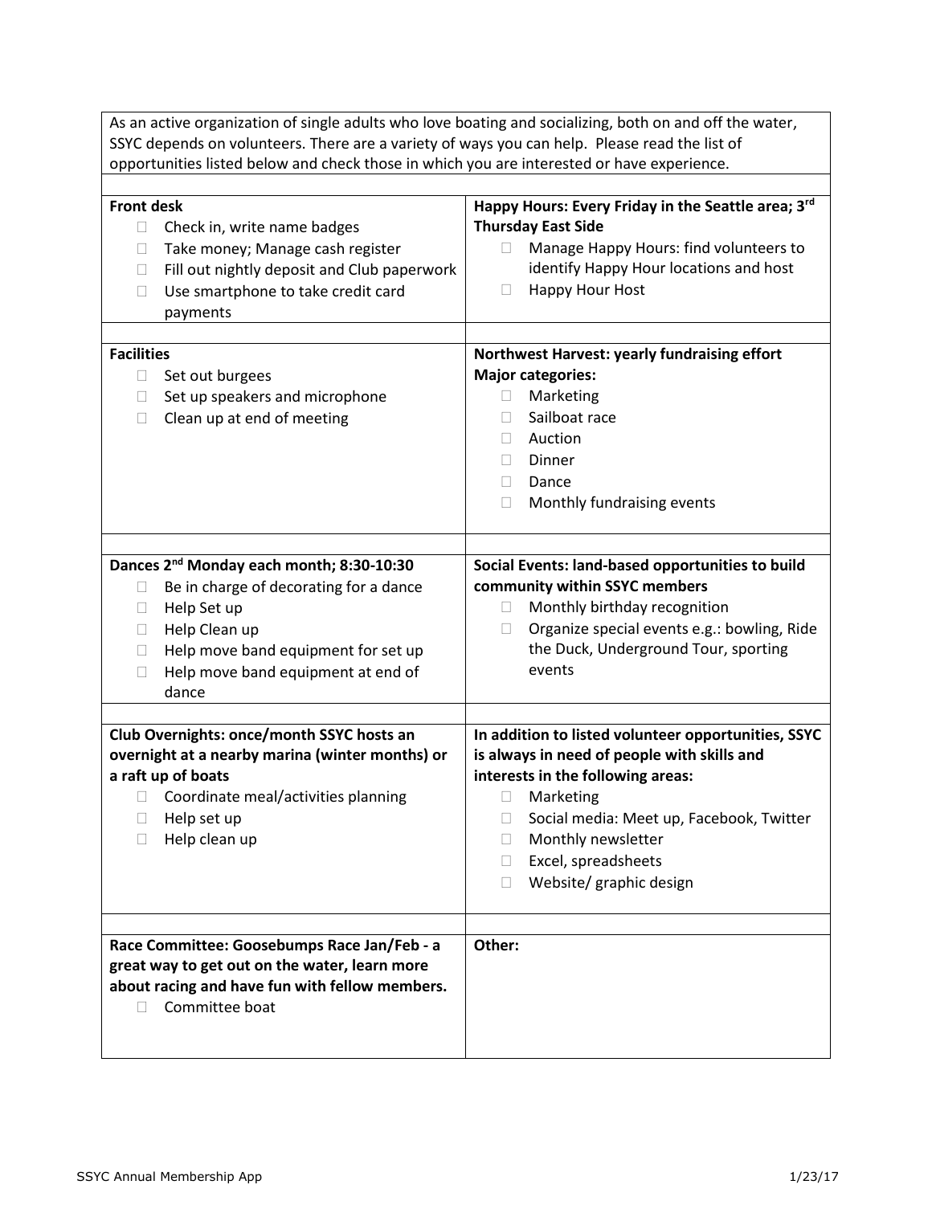As an active organization of single adults who love boating and socializing, both on and off the water, SSYC depends on volunteers. There are a variety of ways you can help. Please read the list of opportunities listed below and check those in which you are interested or have experience.

**Front desk**

- ☐ Check in, write name badges
- ☐ Take money; Manage cash register
- ☐ Fill out nightly deposit and Club paperwork
- ☐ Use smartphone to take credit card payments

**Happy Hours: Every Friday in the Seattle area; 3rd Thursday East Side**

- ☐ Manage Happy Hours: find volunteers to identify Happy Hour locations and host
- ☐ Happy Hour Host

**Facilities**

- ☐ Set out burgees
- ☐ Set up speakers and microphone
- ☐ Clean up at end of meeting

**Northwest Harvest: yearly fundraising effort**
**Major categories:**

- ☐ Marketing
- ☐ Sailboat race
- ☐ Auction
- ☐ Dinner
- ☐ Dance
- ☐ Monthly fundraising events

**Dances 2nd Monday each month; 8:30-10:30**

- ☐ Be in charge of decorating for a dance
- ☐ Help Set up
- ☐ Help Clean up
- ☐ Help move band equipment for set up
- ☐ Help move band equipment at end of dance

**Social Events: land-based opportunities to build community within SSYC members**

- ☐ Monthly birthday recognition
- ☐ Organize special events e.g.: bowling, Ride the Duck, Underground Tour, sporting events

**Club Overnights: once/month SSYC hosts an overnight at a nearby marina (winter months) or a raft up of boats**

- ☐ Coordinate meal/activities planning
- ☐ Help set up
- ☐ Help clean up

**In addition to listed volunteer opportunities, SSYC is always in need of people with skills and interests in the following areas:**

- ☐ Marketing
- ☐ Social media: Meet up, Facebook, Twitter
- ☐ Monthly newsletter
- ☐ Excel, spreadsheets
- ☐ Website/ graphic design

**Race Committee: Goosebumps Race Jan/Feb - a great way to get out on the water, learn more about racing and have fun with fellow members.**

- ☐ Committee boat

**Other:**